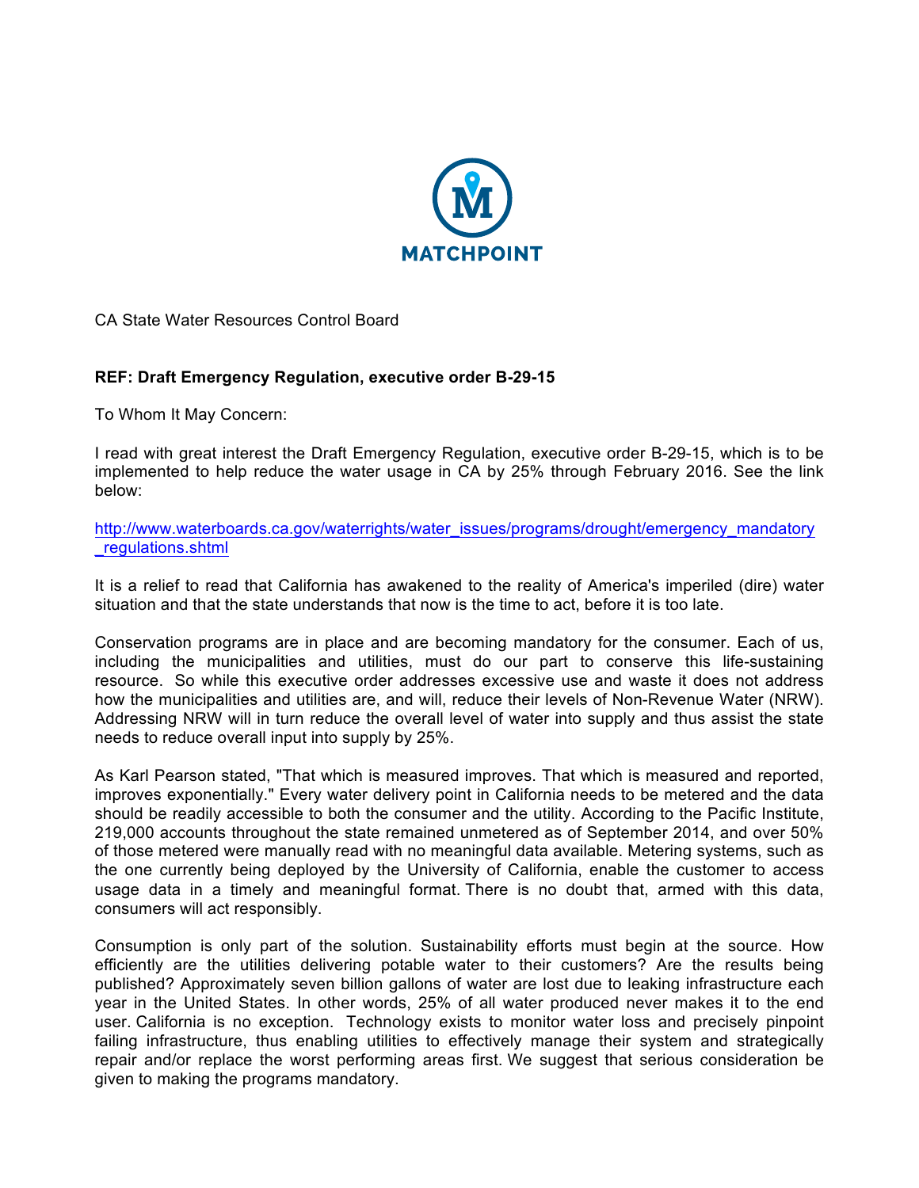MATCHPOINT

CA State Water Resources Control Board

**REF: Draft Emergency Regulation, executive order B-29-15**

To Whom It May Concern:

I read with great interest the Draft Emergency Regulation, executive order B-29-15, which is to be implemented to help reduce the water usage in CA by 25% through February 2016. See the link below:

http://www.waterboards.ca.gov/waterrights/water_issues/programs/drought/emergency_mandatory_regulations.shtml

It is a relief to read that California has awakened to the reality of America's imperiled (dire) water situation and that the state understands that now is the time to act, before it is too late.

Conservation programs are in place and are becoming mandatory for the consumer. Each of us, including the municipalities and utilities, must do our part to conserve this life-sustaining resource. So while this executive order addresses excessive use and waste it does not address how the municipalities and utilities are, and will, reduce their levels of Non-Revenue Water (NRW). Addressing NRW will in turn reduce the overall level of water into supply and thus assist the state needs to reduce overall input into supply by 25%.

As Karl Pearson stated, "That which is measured improves. That which is measured and reported, improves exponentially." Every water delivery point in California needs to be metered and the data should be readily accessible to both the consumer and the utility. According to the Pacific Institute, 219,000 accounts throughout the state remained unmetered as of September 2014, and over 50% of those metered were manually read with no meaningful data available. Metering systems, such as the one currently being deployed by the University of California, enable the customer to access usage data in a timely and meaningful format. There is no doubt that, armed with this data, consumers will act responsibly.

Consumption is only part of the solution. Sustainability efforts must begin at the source. How efficiently are the utilities delivering potable water to their customers? Are the results being published? Approximately seven billion gallons of water are lost due to leaking infrastructure each year in the United States. In other words, 25% of all water produced never makes it to the end user. California is no exception. Technology exists to monitor water loss and precisely pinpoint failing infrastructure, thus enabling utilities to effectively manage their system and strategically repair and/or replace the worst performing areas first. We suggest that serious consideration be given to making the programs mandatory.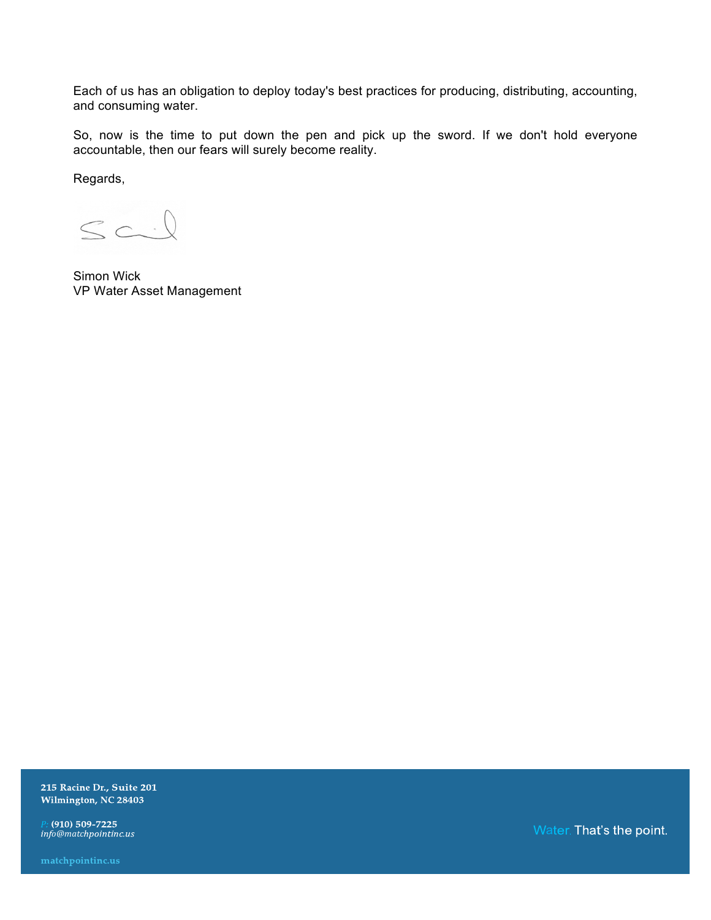Each of us has an obligation to deploy today's best practices for producing, distributing, accounting, and consuming water.

So, now is the time to put down the pen and pick up the sword. If we don't hold everyone accountable, then our fears will surely become reality.

Regards,

Simon Wick
VP Water Asset Management

**215 Racine Dr., Suite 201**
**Wilmington, NC 28403**

*P:* **(910) 509-7225**
*info@matchpointinc.us*

**matchpointinc.us**

Water. That's the point.